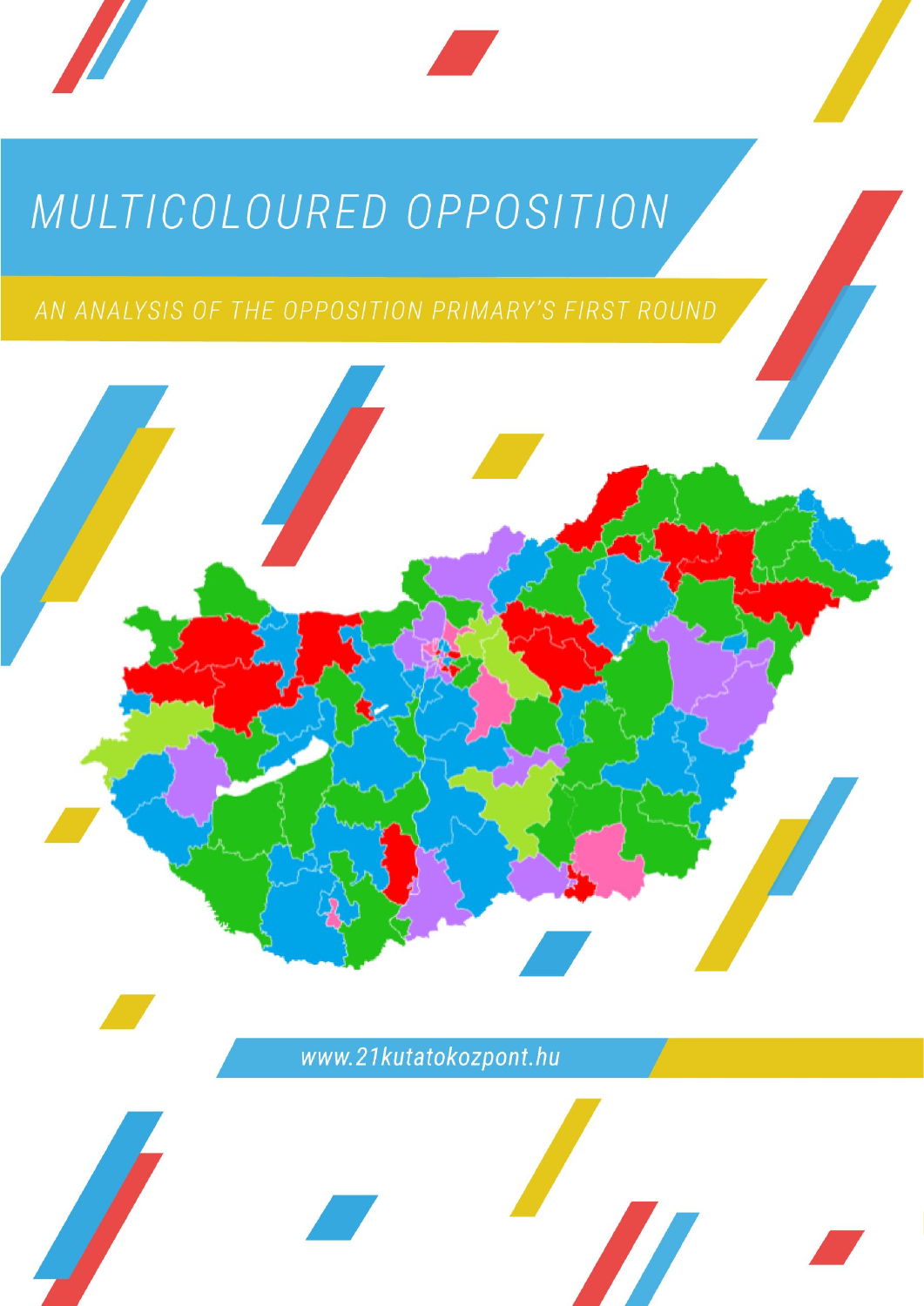# MULTICOLOURED OPPOSITION

## AN ANALYSIS OF THE OPPOSITION PRIMARY'S FIRST ROUND

www.21kutatokozpont.hu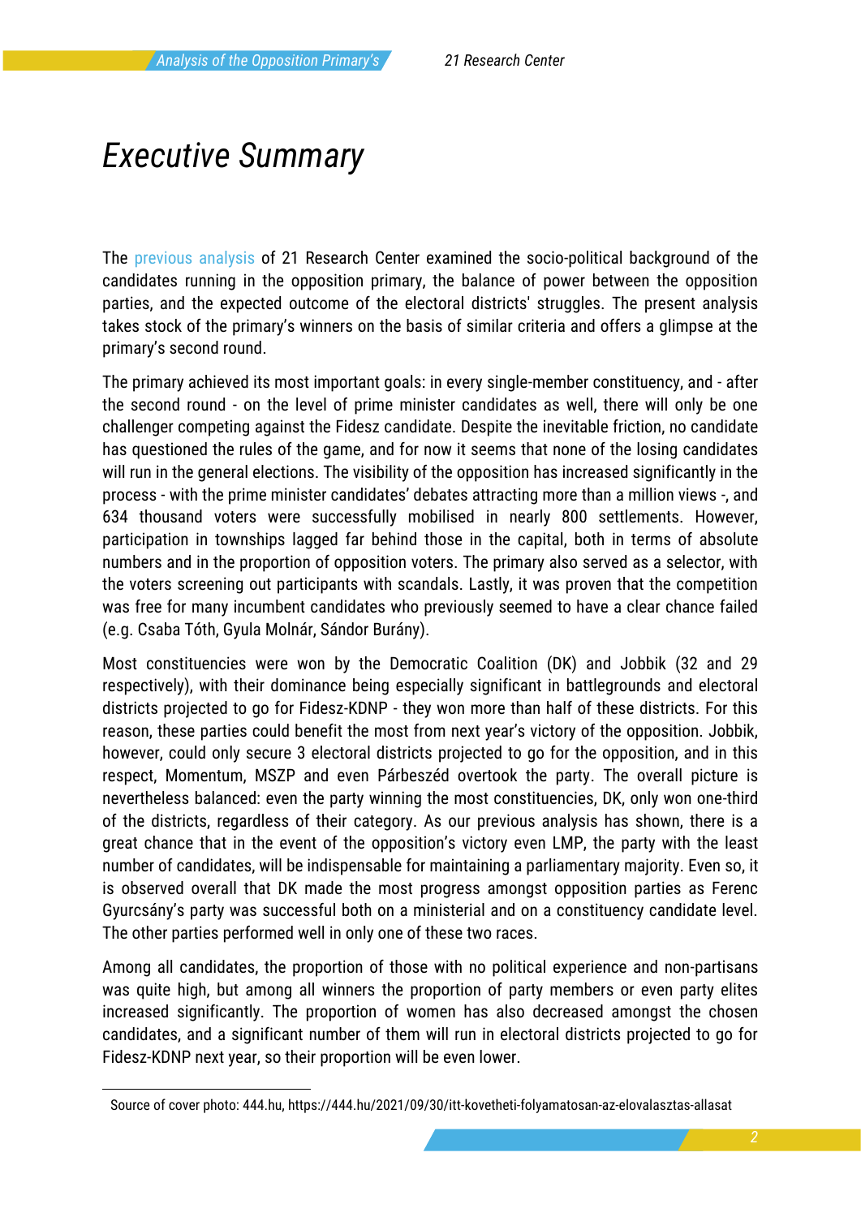# Executive Summary

The previous analysis of 21 Research Center examined the socio-political background of the candidates running in the opposition primary, the balance of power between the opposition parties, and the expected outcome of the electoral districts' struggles. The present analysis takes stock of the primary's winners on the basis of similar criteria and offers a glimpse at the primary's second round.

The primary achieved its most important goals: in every single-member constituency, and - after the second round - on the level of prime minister candidates as well, there will only be one challenger competing against the Fidesz candidate. Despite the inevitable friction, no candidate has questioned the rules of the game, and for now it seems that none of the losing candidates will run in the general elections. The visibility of the opposition has increased significantly in the process - with the prime minister candidates' debates attracting more than a million views -, and 634 thousand voters were successfully mobilised in nearly 800 settlements. However, participation in townships lagged far behind those in the capital, both in terms of absolute numbers and in the proportion of opposition voters. The primary also served as a selector, with the voters screening out participants with scandals. Lastly, it was proven that the competition was free for many incumbent candidates who previously seemed to have a clear chance failed (e.g. Csaba Tóth, Gyula Molnár, Sándor Burány).

Most constituencies were won by the Democratic Coalition (DK) and Jobbik (32 and 29 respectively), with their dominance being especially significant in battlegrounds and electoral districts projected to go for Fidesz-KDNP - they won more than half of these districts. For this reason, these parties could benefit the most from next year's victory of the opposition. Jobbik, however, could only secure 3 electoral districts projected to go for the opposition, and in this respect, Momentum, MSZP and even Párbeszéd overtook the party. The overall picture is nevertheless balanced: even the party winning the most constituencies, DK, only won one-third of the districts, regardless of their category. As our previous analysis has shown, there is a great chance that in the event of the opposition's victory even LMP, the party with the least number of candidates, will be indispensable for maintaining a parliamentary majority. Even so, it is observed overall that DK made the most progress amongst opposition parties as Ferenc Gyurcsány's party was successful both on a ministerial and on a constituency candidate level. The other parties performed well in only one of these two races.

Among all candidates, the proportion of those with no political experience and non-partisans was quite high, but among all winners the proportion of party members or even party elites increased significantly. The proportion of women has also decreased amongst the chosen candidates, and a significant number of them will run in electoral districts projected to go for Fidesz-KDNP next year, so their proportion will be even lower.

Source of cover photo: 444.hu, https://444.hu/2021/09/30/itt-kovetheti-folyamatosan-az-elovalasztas-allasat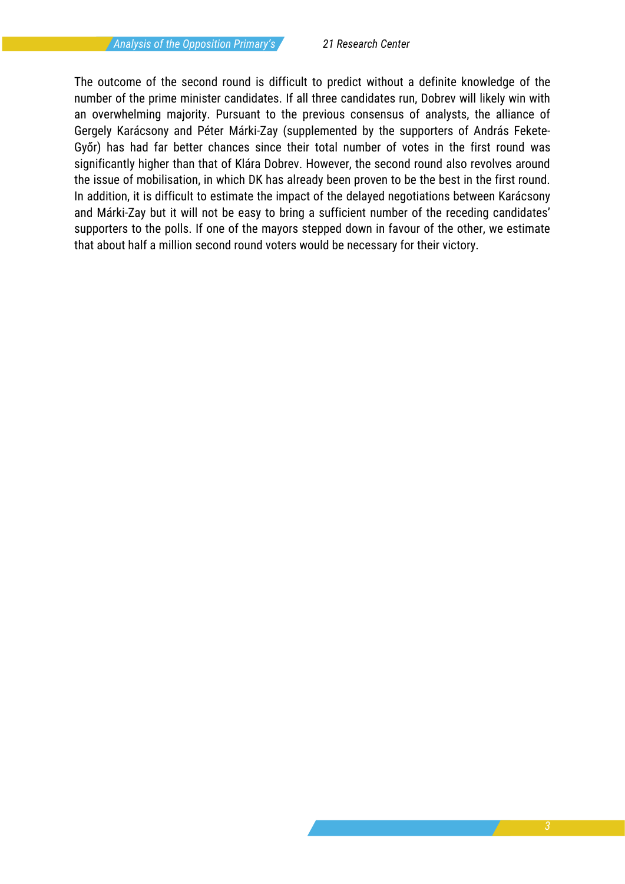The outcome of the second round is difficult to predict without a definite knowledge of the number of the prime minister candidates. If all three candidates run, Dobrev will likely win with an overwhelming majority. Pursuant to the previous consensus of analysts, the alliance of Gergely Karácsony and Péter Márki-Zay (supplemented by the supporters of András Fekete-Győr) has had far better chances since their total number of votes in the first round was significantly higher than that of Klára Dobrev. However, the second round also revolves around the issue of mobilisation, in which DK has already been proven to be the best in the first round. In addition, it is difficult to estimate the impact of the delayed negotiations between Karácsony and Márki-Zay but it will not be easy to bring a sufficient number of the receding candidates' supporters to the polls. If one of the mayors stepped down in favour of the other, we estimate that about half a million second round voters would be necessary for their victory.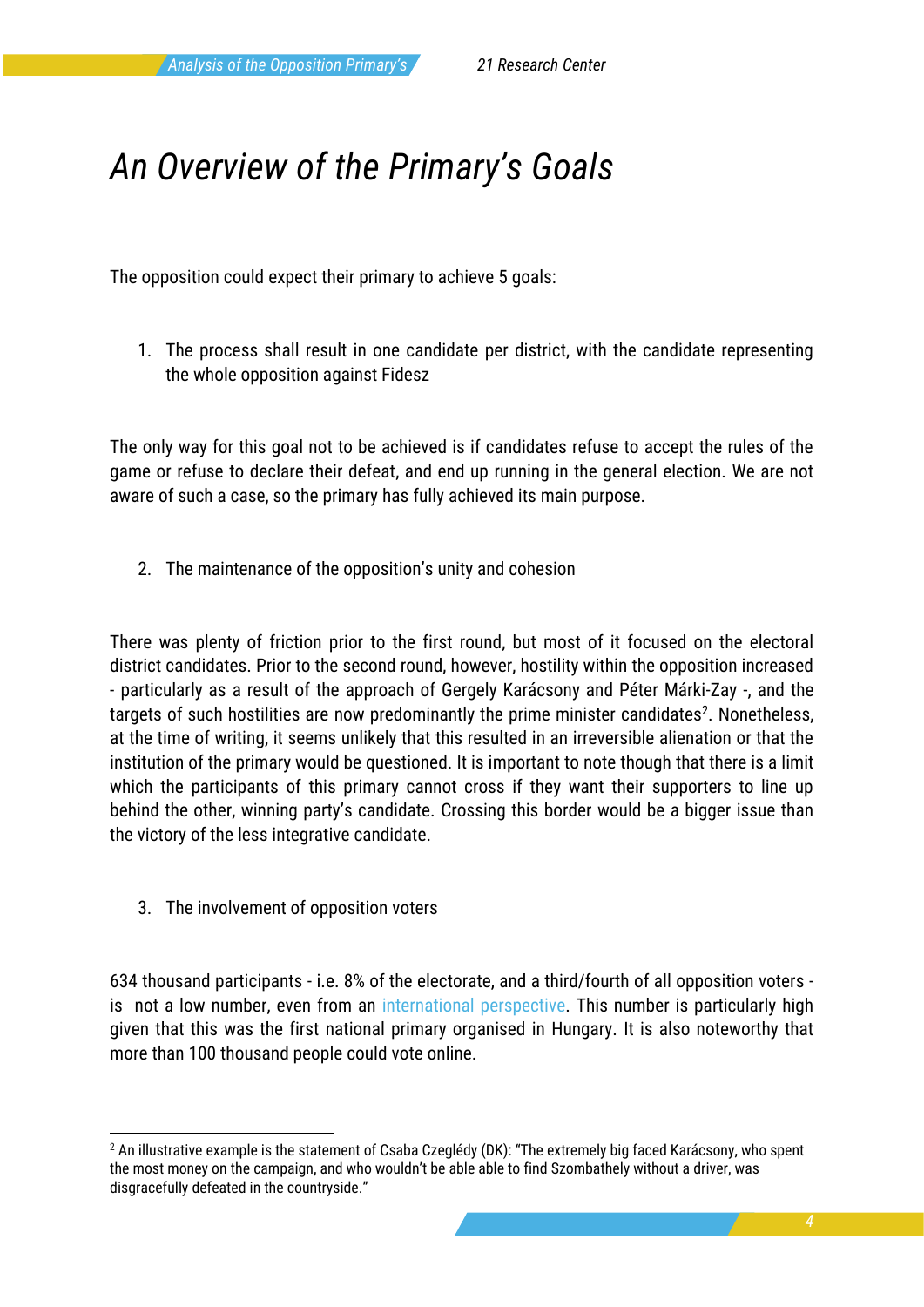# *An Overview of the Primary's Goals*

The opposition could expect their primary to achieve 5 goals:

1. The process shall result in one candidate per district, with the candidate representing the whole opposition against Fidesz

The only way for this goal not to be achieved is if candidates refuse to accept the rules of the game or refuse to declare their defeat, and end up running in the general election. We are not aware of such a case, so the primary has fully achieved its main purpose.

2. The maintenance of the opposition's unity and cohesion

There was plenty of friction prior to the first round, but most of it focused on the electoral district candidates. Prior to the second round, however, hostility within the opposition increased - particularly as a result of the approach of Gergely Karácsony and Péter Márki-Zay -, and the targets of such hostilities are now predominantly the prime minister candidates[2]. Nonetheless, at the time of writing, it seems unlikely that this resulted in an irreversible alienation or that the institution of the primary would be questioned. It is important to note though that there is a limit which the participants of this primary cannot cross if they want their supporters to line up behind the other, winning party's candidate. Crossing this border would be a bigger issue than the victory of the less integrative candidate.

3. The involvement of opposition voters

634 thousand participants - i.e. 8% of the electorate, and a third/fourth of all opposition voters - is not a low number, even from an international perspective. This number is particularly high given that this was the first national primary organised in Hungary. It is also noteworthy that more than 100 thousand people could vote online.

---

[2] An illustrative example is the statement of Csaba Czeglédy (DK): "The extremely big faced Karácsony, who spent the most money on the campaign, and who wouldn't be able able to find Szombathely without a driver, was disgracefully defeated in the countryside."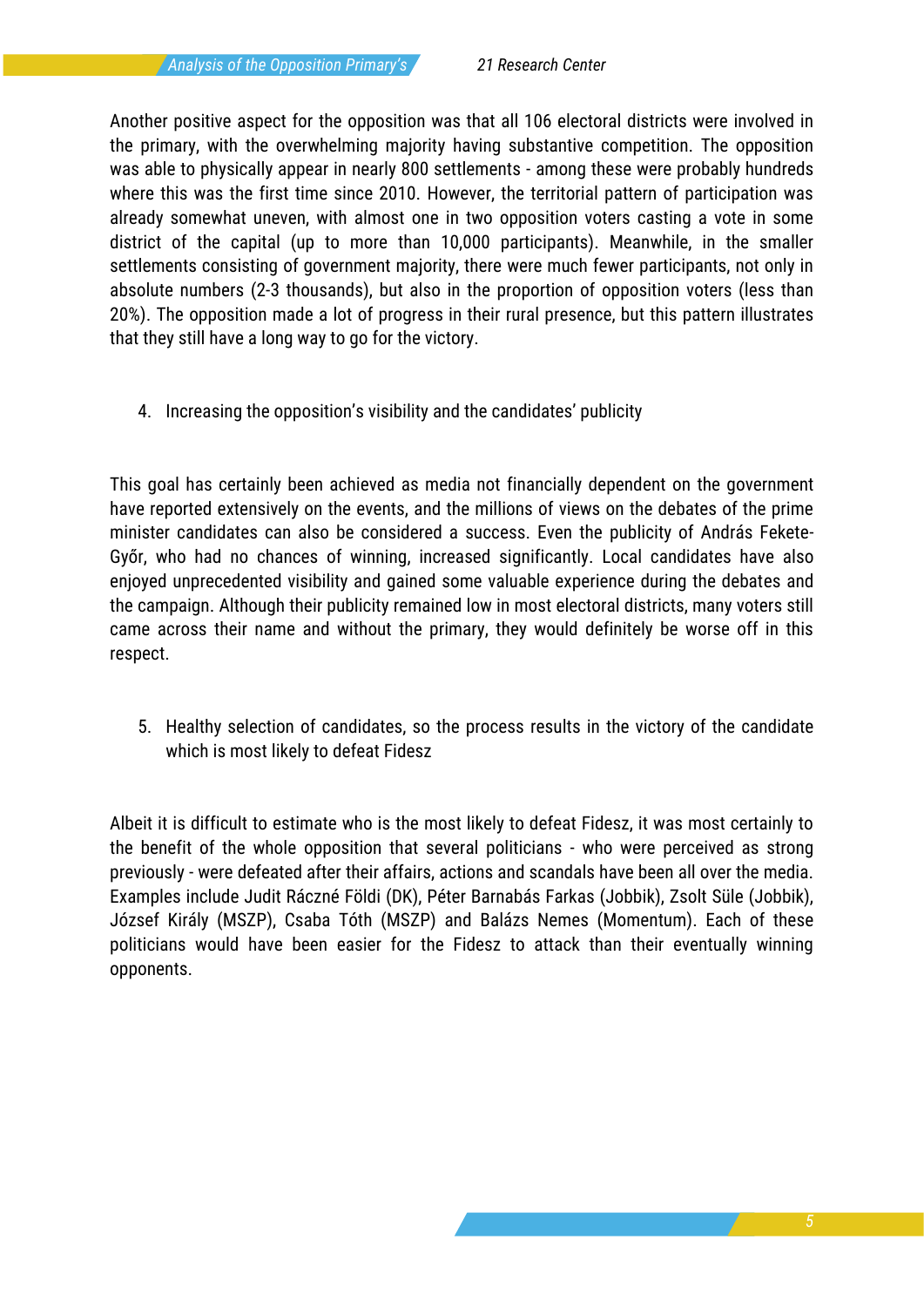Another positive aspect for the opposition was that all 106 electoral districts were involved in the primary, with the overwhelming majority having substantive competition. The opposition was able to physically appear in nearly 800 settlements - among these were probably hundreds where this was the first time since 2010. However, the territorial pattern of participation was already somewhat uneven, with almost one in two opposition voters casting a vote in some district of the capital (up to more than 10,000 participants). Meanwhile, in the smaller settlements consisting of government majority, there were much fewer participants, not only in absolute numbers (2-3 thousands), but also in the proportion of opposition voters (less than 20%). The opposition made a lot of progress in their rural presence, but this pattern illustrates that they still have a long way to go for the victory.

4. Increasing the opposition's visibility and the candidates' publicity

This goal has certainly been achieved as media not financially dependent on the government have reported extensively on the events, and the millions of views on the debates of the prime minister candidates can also be considered a success. Even the publicity of András Fekete-Győr, who had no chances of winning, increased significantly. Local candidates have also enjoyed unprecedented visibility and gained some valuable experience during the debates and the campaign. Although their publicity remained low in most electoral districts, many voters still came across their name and without the primary, they would definitely be worse off in this respect.

5. Healthy selection of candidates, so the process results in the victory of the candidate which is most likely to defeat Fidesz

Albeit it is difficult to estimate who is the most likely to defeat Fidesz, it was most certainly to the benefit of the whole opposition that several politicians - who were perceived as strong previously - were defeated after their affairs, actions and scandals have been all over the media. Examples include Judit Ráczné Földi (DK), Péter Barnabás Farkas (Jobbik), Zsolt Süle (Jobbik), József Király (MSZP), Csaba Tóth (MSZP) and Balázs Nemes (Momentum). Each of these politicians would have been easier for the Fidesz to attack than their eventually winning opponents.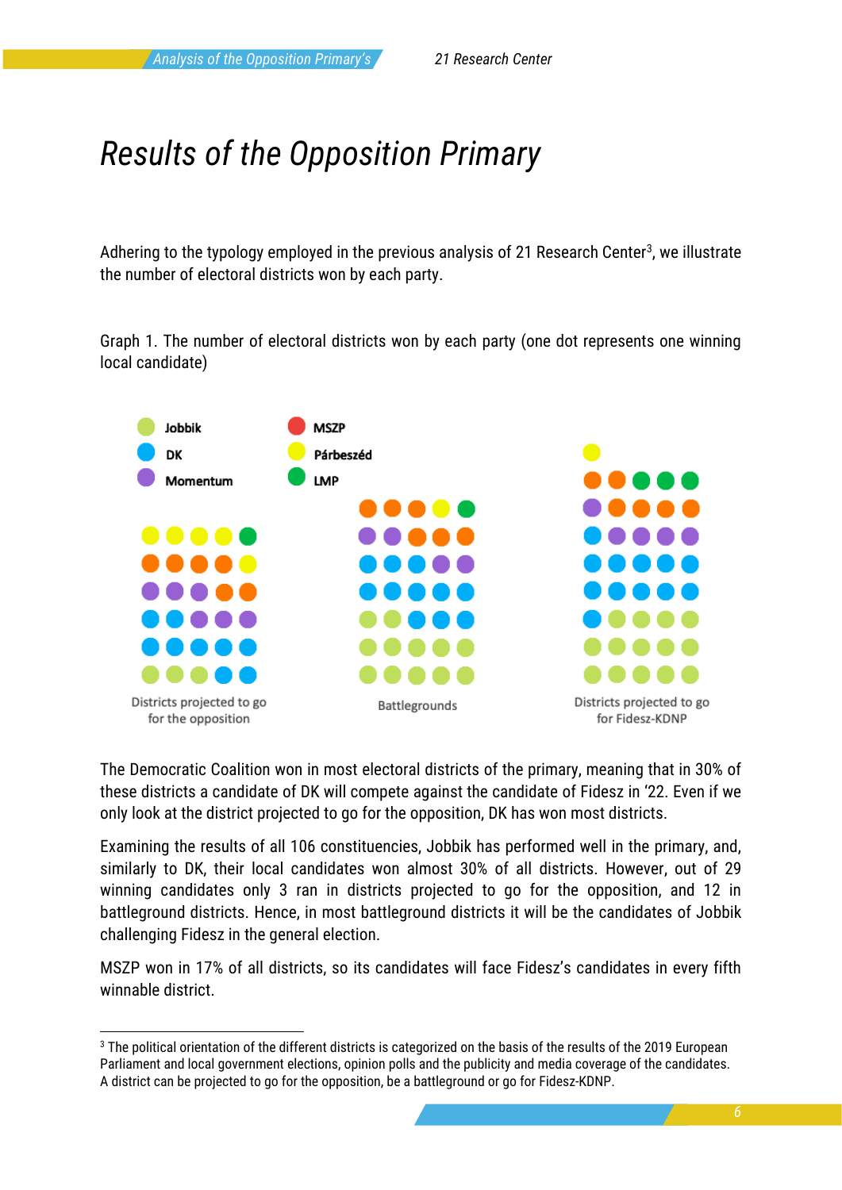# Results of the Opposition Primary

Adhering to the typology employed in the previous analysis of 21 Research Center[3], we illustrate the number of electoral districts won by each party.

Graph 1. The number of electoral districts won by each party (one dot represents one winning local candidate)

Jobbik
DK
Momentum
MSZP
Párbeszéd
LMP

Districts projected to go for the opposition

Battlegrounds

Districts projected to go for Fidesz-KDNP

The Democratic Coalition won in most electoral districts of the primary, meaning that in 30% of these districts a candidate of DK will compete against the candidate of Fidesz in '22. Even if we only look at the district projected to go for the opposition, DK has won most districts.

Examining the results of all 106 constituencies, Jobbik has performed well in the primary, and, similarly to DK, their local candidates won almost 30% of all districts. However, out of 29 winning candidates only 3 ran in districts projected to go for the opposition, and 12 in battleground districts. Hence, in most battleground districts it will be the candidates of Jobbik challenging Fidesz in the general election.

MSZP won in 17% of all districts, so its candidates will face Fidesz's candidates in every fifth winnable district.

[3] The political orientation of the different districts is categorized on the basis of the results of the 2019 European Parliament and local government elections, opinion polls and the publicity and media coverage of the candidates. A district can be projected to go for the opposition, be a battleground or go for Fidesz-KDNP.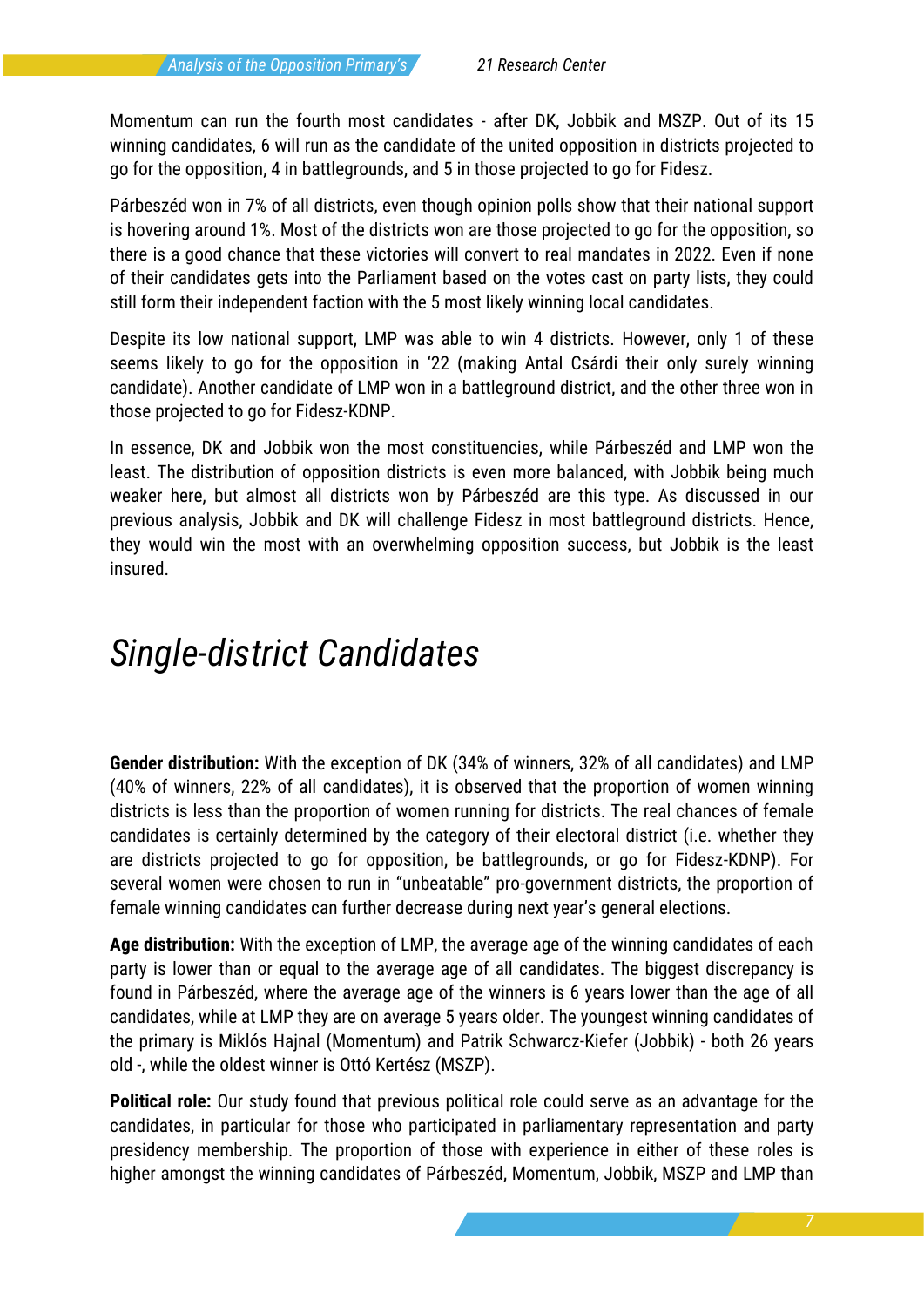Momentum can run the fourth most candidates - after DK, Jobbik and MSZP. Out of its 15 winning candidates, 6 will run as the candidate of the united opposition in districts projected to go for the opposition, 4 in battlegrounds, and 5 in those projected to go for Fidesz.

Párbeszéd won in 7% of all districts, even though opinion polls show that their national support is hovering around 1%. Most of the districts won are those projected to go for the opposition, so there is a good chance that these victories will convert to real mandates in 2022. Even if none of their candidates gets into the Parliament based on the votes cast on party lists, they could still form their independent faction with the 5 most likely winning local candidates.

Despite its low national support, LMP was able to win 4 districts. However, only 1 of these seems likely to go for the opposition in '22 (making Antal Csárdi their only surely winning candidate). Another candidate of LMP won in a battleground district, and the other three won in those projected to go for Fidesz-KDNP.

In essence, DK and Jobbik won the most constituencies, while Párbeszéd and LMP won the least. The distribution of opposition districts is even more balanced, with Jobbik being much weaker here, but almost all districts won by Párbeszéd are this type. As discussed in our previous analysis, Jobbik and DK will challenge Fidesz in most battleground districts. Hence, they would win the most with an overwhelming opposition success, but Jobbik is the least insured.

# *Single-district Candidates*

**Gender distribution:** With the exception of DK (34% of winners, 32% of all candidates) and LMP (40% of winners, 22% of all candidates), it is observed that the proportion of women winning districts is less than the proportion of women running for districts. The real chances of female candidates is certainly determined by the category of their electoral district (i.e. whether they are districts projected to go for opposition, be battlegrounds, or go for Fidesz-KDNP). For several women were chosen to run in "unbeatable" pro-government districts, the proportion of female winning candidates can further decrease during next year's general elections.

**Age distribution:** With the exception of LMP, the average age of the winning candidates of each party is lower than or equal to the average age of all candidates. The biggest discrepancy is found in Párbeszéd, where the average age of the winners is 6 years lower than the age of all candidates, while at LMP they are on average 5 years older. The youngest winning candidates of the primary is Miklós Hajnal (Momentum) and Patrik Schwarcz-Kiefer (Jobbik) - both 26 years old -, while the oldest winner is Ottó Kertész (MSZP).

**Political role:** Our study found that previous political role could serve as an advantage for the candidates, in particular for those who participated in parliamentary representation and party presidency membership. The proportion of those with experience in either of these roles is higher amongst the winning candidates of Párbeszéd, Momentum, Jobbik, MSZP and LMP than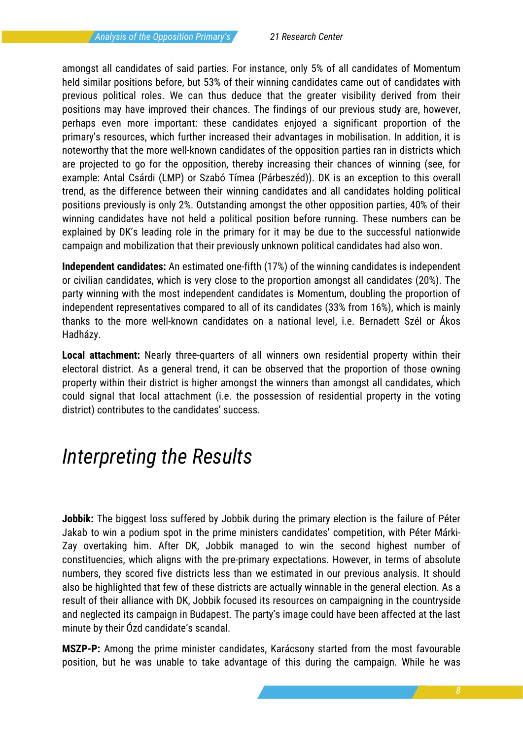amongst all candidates of said parties. For instance, only 5% of all candidates of Momentum held similar positions before, but 53% of their winning candidates came out of candidates with previous political roles. We can thus deduce that the greater visibility derived from their positions may have improved their chances. The findings of our previous study are, however, perhaps even more important: these candidates enjoyed a significant proportion of the primary's resources, which further increased their advantages in mobilisation. In addition, it is noteworthy that the more well-known candidates of the opposition parties ran in districts which are projected to go for the opposition, thereby increasing their chances of winning (see, for example: Antal Csárdi (LMP) or Szabó Tímea (Párbeszéd)). DK is an exception to this overall trend, as the difference between their winning candidates and all candidates holding political positions previously is only 2%. Outstanding amongst the other opposition parties, 40% of their winning candidates have not held a political position before running. These numbers can be explained by DK's leading role in the primary for it may be due to the successful nationwide campaign and mobilization that their previously unknown political candidates had also won.

**Independent candidates:** An estimated one-fifth (17%) of the winning candidates is independent or civilian candidates, which is very close to the proportion amongst all candidates (20%). The party winning with the most independent candidates is Momentum, doubling the proportion of independent representatives compared to all of its candidates (33% from 16%), which is mainly thanks to the more well-known candidates on a national level, i.e. Bernadett Szél or Ákos Hadházy.

**Local attachment:** Nearly three-quarters of all winners own residential property within their electoral district. As a general trend, it can be observed that the proportion of those owning property within their district is higher amongst the winners than amongst all candidates, which could signal that local attachment (i.e. the possession of residential property in the voting district) contributes to the candidates' success.

# *Interpreting the Results*

**Jobbik:** The biggest loss suffered by Jobbik during the primary election is the failure of Péter Jakab to win a podium spot in the prime ministers candidates' competition, with Péter Márki-Zay overtaking him. After DK, Jobbik managed to win the second highest number of constituencies, which aligns with the pre-primary expectations. However, in terms of absolute numbers, they scored five districts less than we estimated in our previous analysis. It should also be highlighted that few of these districts are actually winnable in the general election. As a result of their alliance with DK, Jobbik focused its resources on campaigning in the countryside and neglected its campaign in Budapest. The party's image could have been affected at the last minute by their Ózd candidate's scandal.

**MSZP-P:** Among the prime minister candidates, Karácsony started from the most favourable position, but he was unable to take advantage of this during the campaign. While he was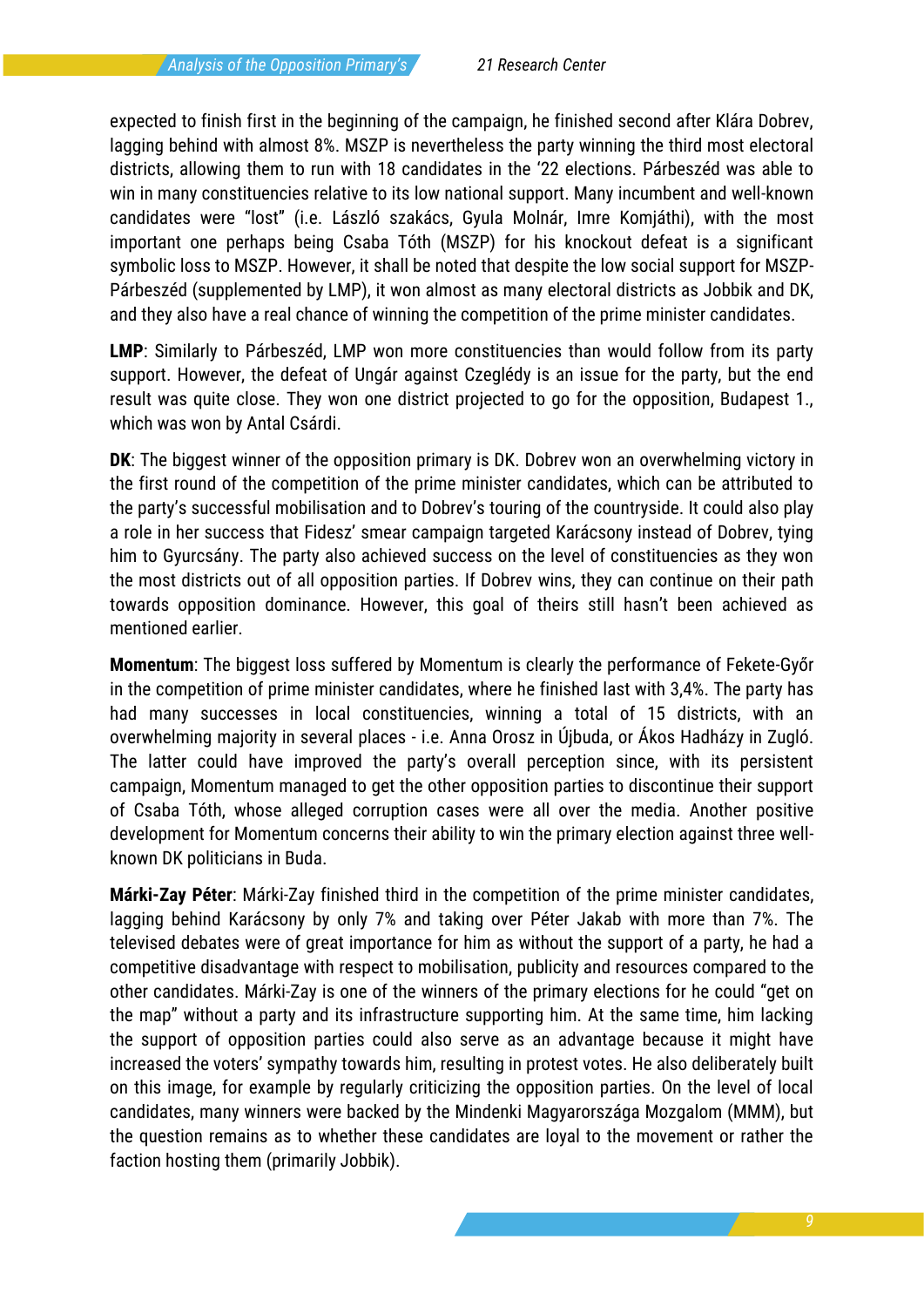expected to finish first in the beginning of the campaign, he finished second after Klára Dobrev, lagging behind with almost 8%. MSZP is nevertheless the party winning the third most electoral districts, allowing them to run with 18 candidates in the '22 elections. Párbeszéd was able to win in many constituencies relative to its low national support. Many incumbent and well-known candidates were "lost" (i.e. László szakács, Gyula Molnár, Imre Komjáthi), with the most important one perhaps being Csaba Tóth (MSZP) for his knockout defeat is a significant symbolic loss to MSZP. However, it shall be noted that despite the low social support for MSZP-Párbeszéd (supplemented by LMP), it won almost as many electoral districts as Jobbik and DK, and they also have a real chance of winning the competition of the prime minister candidates.

**LMP**: Similarly to Párbeszéd, LMP won more constituencies than would follow from its party support. However, the defeat of Ungár against Czeglédy is an issue for the party, but the end result was quite close. They won one district projected to go for the opposition, Budapest 1., which was won by Antal Csárdi.

**DK**: The biggest winner of the opposition primary is DK. Dobrev won an overwhelming victory in the first round of the competition of the prime minister candidates, which can be attributed to the party's successful mobilisation and to Dobrev's touring of the countryside. It could also play a role in her success that Fidesz' smear campaign targeted Karácsony instead of Dobrev, tying him to Gyurcsány. The party also achieved success on the level of constituencies as they won the most districts out of all opposition parties. If Dobrev wins, they can continue on their path towards opposition dominance. However, this goal of theirs still hasn't been achieved as mentioned earlier.

**Momentum**: The biggest loss suffered by Momentum is clearly the performance of Fekete-Győr in the competition of prime minister candidates, where he finished last with 3,4%. The party has had many successes in local constituencies, winning a total of 15 districts, with an overwhelming majority in several places - i.e. Anna Orosz in Újbuda, or Ákos Hadházy in Zugló. The latter could have improved the party's overall perception since, with its persistent campaign, Momentum managed to get the other opposition parties to discontinue their support of Csaba Tóth, whose alleged corruption cases were all over the media. Another positive development for Momentum concerns their ability to win the primary election against three well-known DK politicians in Buda.

**Márki-Zay Péter**: Márki-Zay finished third in the competition of the prime minister candidates, lagging behind Karácsony by only 7% and taking over Péter Jakab with more than 7%. The televised debates were of great importance for him as without the support of a party, he had a competitive disadvantage with respect to mobilisation, publicity and resources compared to the other candidates. Márki-Zay is one of the winners of the primary elections for he could "get on the map" without a party and its infrastructure supporting him. At the same time, him lacking the support of opposition parties could also serve as an advantage because it might have increased the voters' sympathy towards him, resulting in protest votes. He also deliberately built on this image, for example by regularly criticizing the opposition parties. On the level of local candidates, many winners were backed by the Mindenki Magyarországa Mozgalom (MMM), but the question remains as to whether these candidates are loyal to the movement or rather the faction hosting them (primarily Jobbik).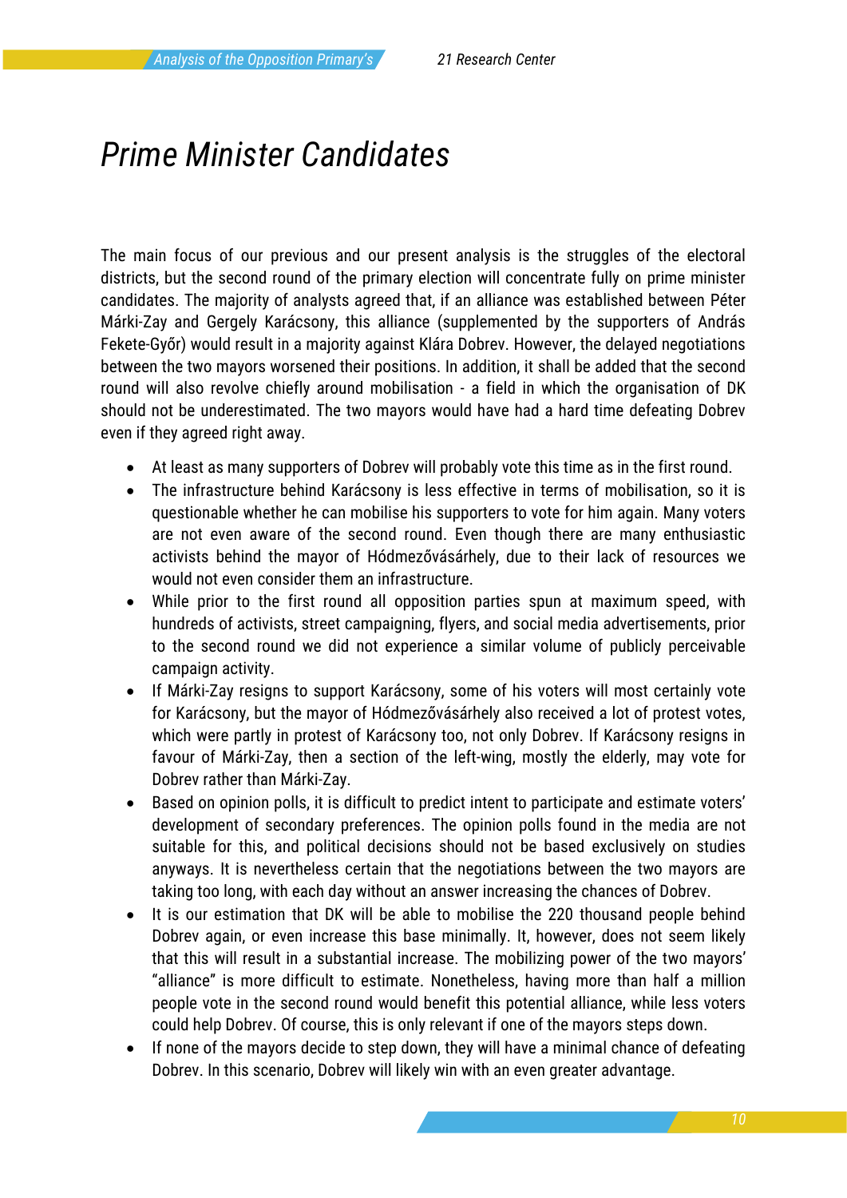# *Prime Minister Candidates*

The main focus of our previous and our present analysis is the struggles of the electoral districts, but the second round of the primary election will concentrate fully on prime minister candidates. The majority of analysts agreed that, if an alliance was established between Péter Márki-Zay and Gergely Karácsony, this alliance (supplemented by the supporters of András Fekete-Győr) would result in a majority against Klára Dobrev. However, the delayed negotiations between the two mayors worsened their positions. In addition, it shall be added that the second round will also revolve chiefly around mobilisation - a field in which the organisation of DK should not be underestimated. The two mayors would have had a hard time defeating Dobrev even if they agreed right away.

- At least as many supporters of Dobrev will probably vote this time as in the first round.
- The infrastructure behind Karácsony is less effective in terms of mobilisation, so it is questionable whether he can mobilise his supporters to vote for him again. Many voters are not even aware of the second round. Even though there are many enthusiastic activists behind the mayor of Hódmezővásárhely, due to their lack of resources we would not even consider them an infrastructure.
- While prior to the first round all opposition parties spun at maximum speed, with hundreds of activists, street campaigning, flyers, and social media advertisements, prior to the second round we did not experience a similar volume of publicly perceivable campaign activity.
- If Márki-Zay resigns to support Karácsony, some of his voters will most certainly vote for Karácsony, but the mayor of Hódmezővásárhely also received a lot of protest votes, which were partly in protest of Karácsony too, not only Dobrev. If Karácsony resigns in favour of Márki-Zay, then a section of the left-wing, mostly the elderly, may vote for Dobrev rather than Márki-Zay.
- Based on opinion polls, it is difficult to predict intent to participate and estimate voters' development of secondary preferences. The opinion polls found in the media are not suitable for this, and political decisions should not be based exclusively on studies anyways. It is nevertheless certain that the negotiations between the two mayors are taking too long, with each day without an answer increasing the chances of Dobrev.
- It is our estimation that DK will be able to mobilise the 220 thousand people behind Dobrev again, or even increase this base minimally. It, however, does not seem likely that this will result in a substantial increase. The mobilizing power of the two mayors' "alliance" is more difficult to estimate. Nonetheless, having more than half a million people vote in the second round would benefit this potential alliance, while less voters could help Dobrev. Of course, this is only relevant if one of the mayors steps down.
- If none of the mayors decide to step down, they will have a minimal chance of defeating Dobrev. In this scenario, Dobrev will likely win with an even greater advantage.